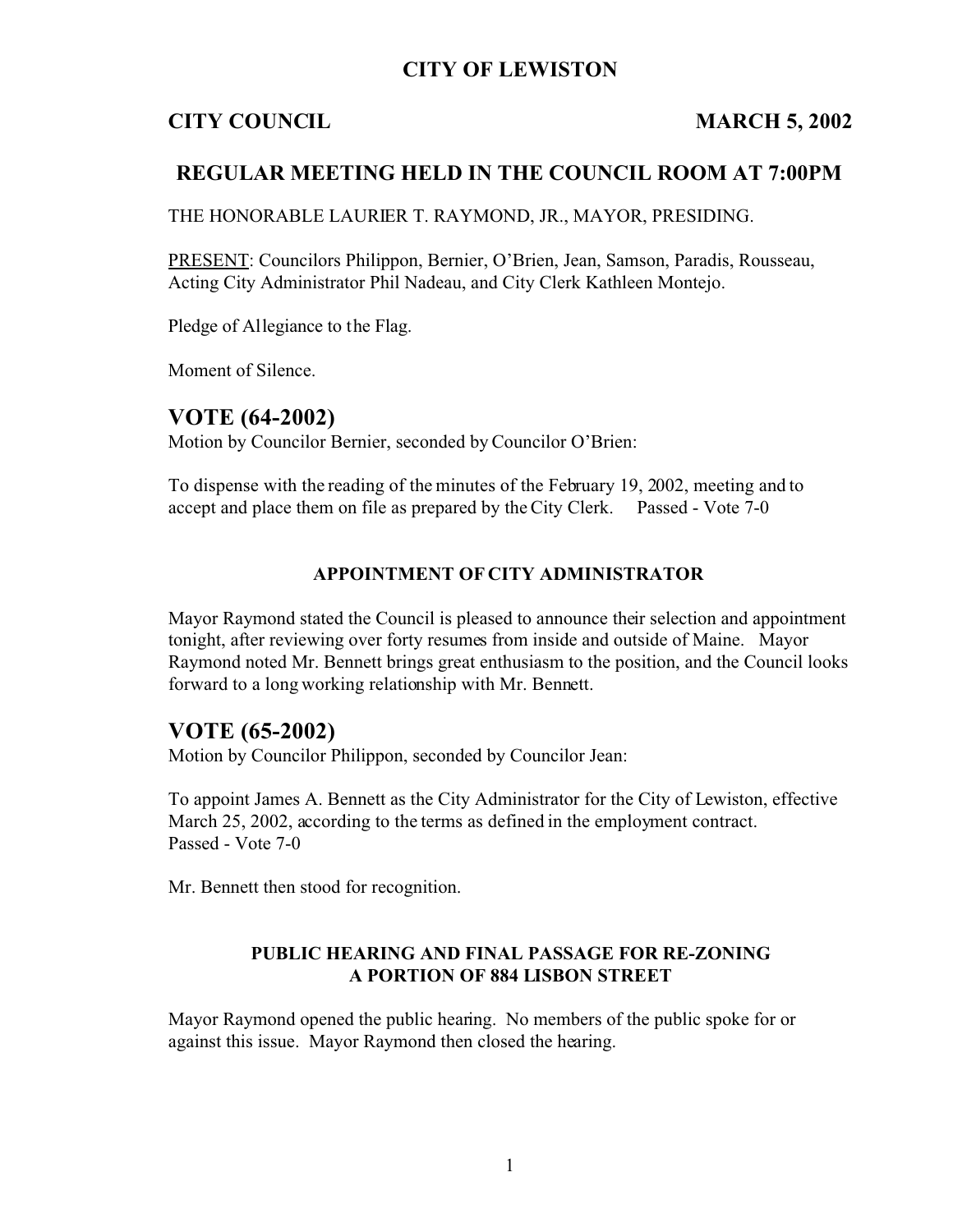# CITY OF LEWISTON

**CITY COUNCIL** **MARCH 5, 2002**

## REGULAR MEETING HELD IN THE COUNCIL ROOM AT 7:00PM

THE HONORABLE LAURIER T. RAYMOND, JR., MAYOR, PRESIDING.

PRESENT: Councilors Philippon, Bernier, O'Brien, Jean, Samson, Paradis, Rousseau, Acting City Administrator Phil Nadeau, and City Clerk Kathleen Montejo.

Pledge of Allegiance to the Flag.

Moment of Silence.

## VOTE (64-2002)

Motion by Councilor Bernier, seconded by Councilor O'Brien:

To dispense with the reading of the minutes of the February 19, 2002, meeting and to accept and place them on file as prepared by the City Clerk. Passed - Vote 7-0

### APPOINTMENT OF CITY ADMINISTRATOR

Mayor Raymond stated the Council is pleased to announce their selection and appointment tonight, after reviewing over forty resumes from inside and outside of Maine. Mayor Raymond noted Mr. Bennett brings great enthusiasm to the position, and the Council looks forward to a long working relationship with Mr. Bennett.

## VOTE (65-2002)

Motion by Councilor Philippon, seconded by Councilor Jean:

To appoint James A. Bennett as the City Administrator for the City of Lewiston, effective March 25, 2002, according to the terms as defined in the employment contract.
Passed - Vote 7-0

Mr. Bennett then stood for recognition.

### PUBLIC HEARING AND FINAL PASSAGE FOR RE-ZONING A PORTION OF 884 LISBON STREET

Mayor Raymond opened the public hearing. No members of the public spoke for or against this issue. Mayor Raymond then closed the hearing.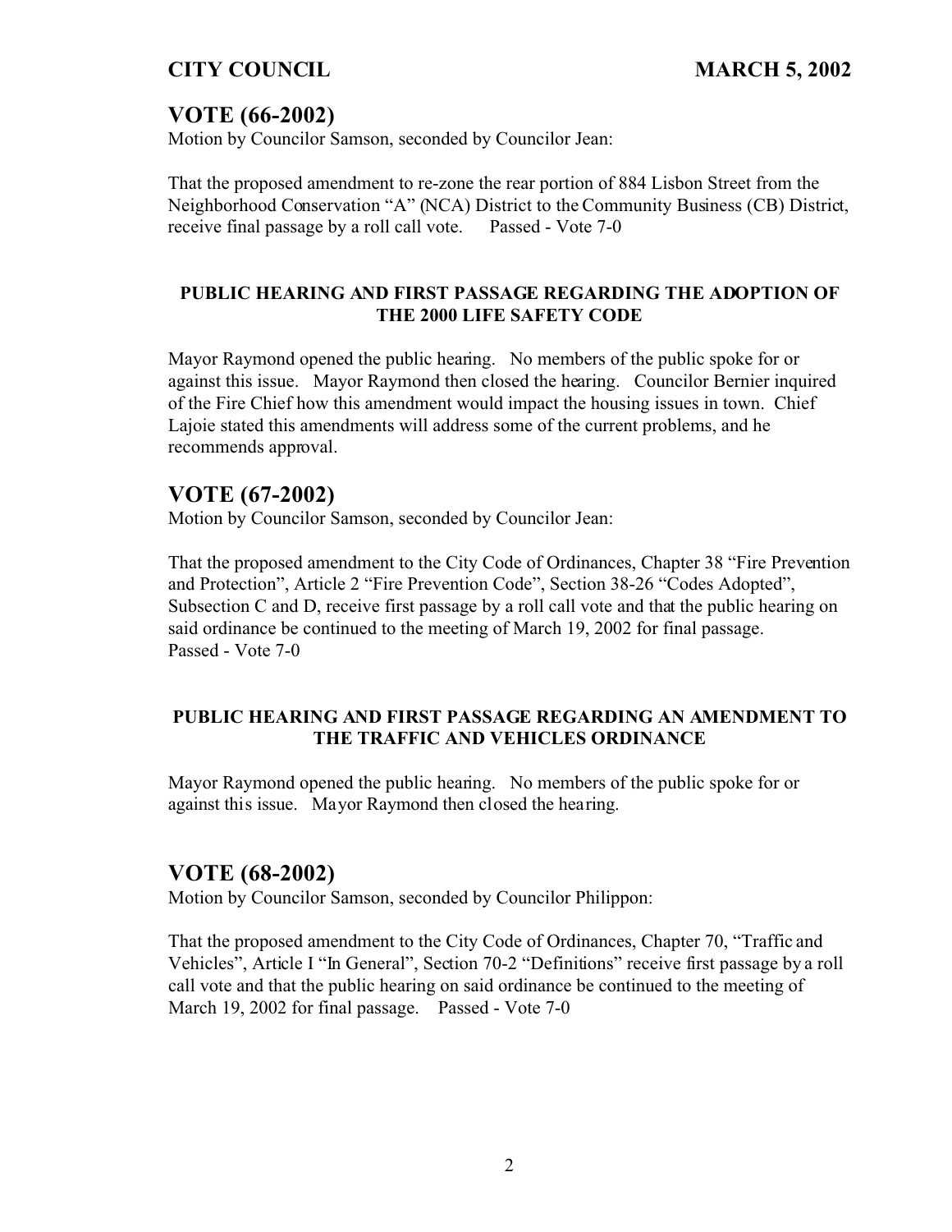## VOTE (66-2002)

Motion by Councilor Samson, seconded by Councilor Jean:

That the proposed amendment to re-zone the rear portion of 884 Lisbon Street from the Neighborhood Conservation "A" (NCA) District to the Community Business (CB) District, receive final passage by a roll call vote. Passed - Vote 7-0

**PUBLIC HEARING AND FIRST PASSAGE REGARDING THE ADOPTION OF THE 2000 LIFE SAFETY CODE**

Mayor Raymond opened the public hearing. No members of the public spoke for or against this issue. Mayor Raymond then closed the hearing. Councilor Bernier inquired of the Fire Chief how this amendment would impact the housing issues in town. Chief Lajoie stated this amendments will address some of the current problems, and he recommends approval.

## VOTE (67-2002)

Motion by Councilor Samson, seconded by Councilor Jean:

That the proposed amendment to the City Code of Ordinances, Chapter 38 "Fire Prevention and Protection", Article 2 "Fire Prevention Code", Section 38-26 "Codes Adopted", Subsection C and D, receive first passage by a roll call vote and that the public hearing on said ordinance be continued to the meeting of March 19, 2002 for final passage.
Passed - Vote 7-0

**PUBLIC HEARING AND FIRST PASSAGE REGARDING AN AMENDMENT TO THE TRAFFIC AND VEHICLES ORDINANCE**

Mayor Raymond opened the public hearing. No members of the public spoke for or against this issue. Mayor Raymond then closed the hearing.

## VOTE (68-2002)

Motion by Councilor Samson, seconded by Councilor Philippon:

That the proposed amendment to the City Code of Ordinances, Chapter 70, "Traffic and Vehicles", Article I "In General", Section 70-2 "Definitions" receive first passage by a roll call vote and that the public hearing on said ordinance be continued to the meeting of March 19, 2002 for final passage. Passed - Vote 7-0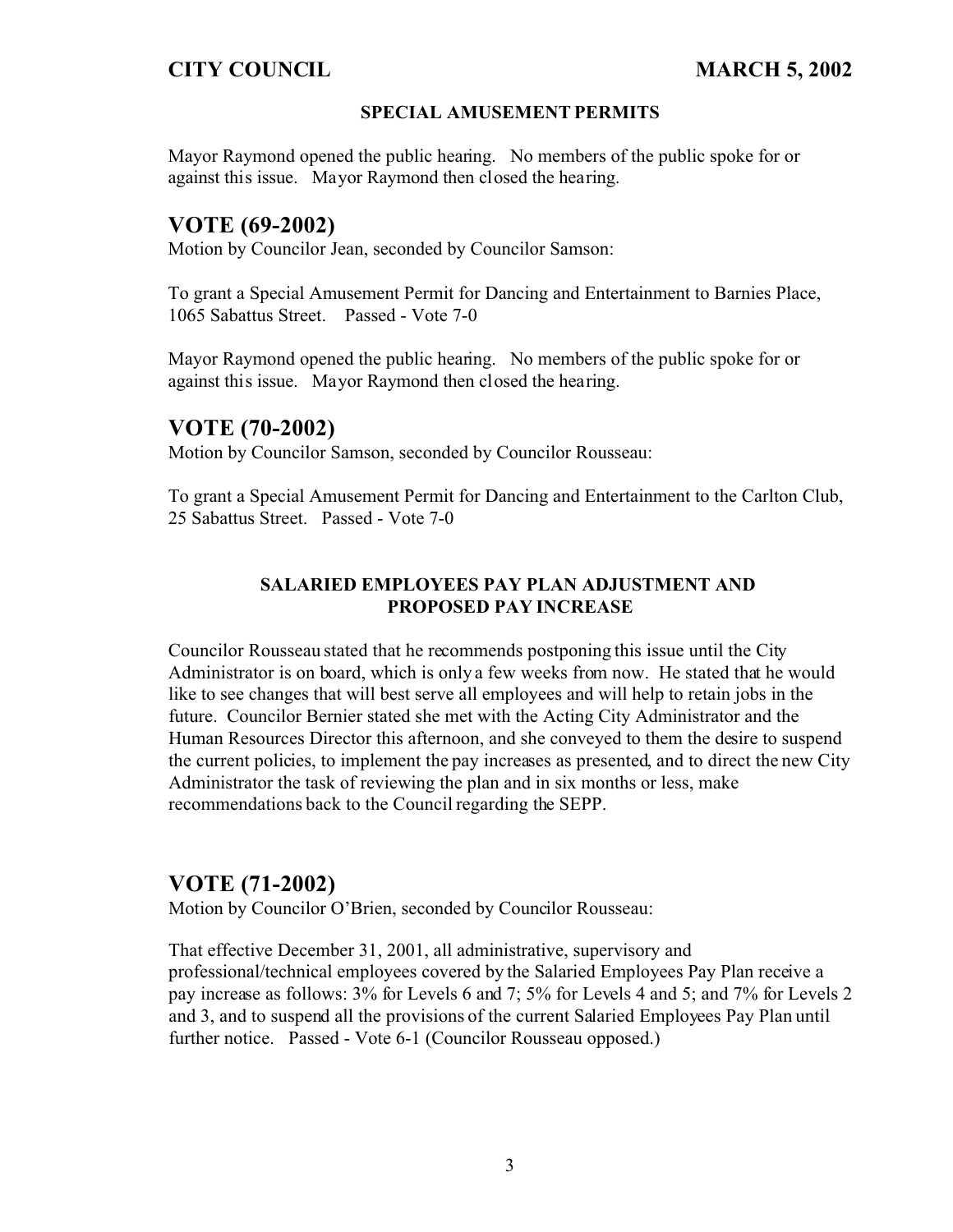#### SPECIAL AMUSEMENT PERMITS

Mayor Raymond opened the public hearing. No members of the public spoke for or against this issue. Mayor Raymond then closed the hearing.

## VOTE (69-2002)

Motion by Councilor Jean, seconded by Councilor Samson:

To grant a Special Amusement Permit for Dancing and Entertainment to Barnies Place, 1065 Sabattus Street. Passed - Vote 7-0

Mayor Raymond opened the public hearing. No members of the public spoke for or against this issue. Mayor Raymond then closed the hearing.

## VOTE (70-2002)

Motion by Councilor Samson, seconded by Councilor Rousseau:

To grant a Special Amusement Permit for Dancing and Entertainment to the Carlton Club, 25 Sabattus Street. Passed - Vote 7-0

#### SALARIED EMPLOYEES PAY PLAN ADJUSTMENT AND PROPOSED PAY INCREASE

Councilor Rousseau stated that he recommends postponing this issue until the City Administrator is on board, which is only a few weeks from now. He stated that he would like to see changes that will best serve all employees and will help to retain jobs in the future. Councilor Bernier stated she met with the Acting City Administrator and the Human Resources Director this afternoon, and she conveyed to them the desire to suspend the current policies, to implement the pay increases as presented, and to direct the new City Administrator the task of reviewing the plan and in six months or less, make recommendations back to the Council regarding the SEPP.

## VOTE (71-2002)

Motion by Councilor O'Brien, seconded by Councilor Rousseau:

That effective December 31, 2001, all administrative, supervisory and professional/technical employees covered by the Salaried Employees Pay Plan receive a pay increase as follows: 3% for Levels 6 and 7; 5% for Levels 4 and 5; and 7% for Levels 2 and 3, and to suspend all the provisions of the current Salaried Employees Pay Plan until further notice. Passed - Vote 6-1 (Councilor Rousseau opposed.)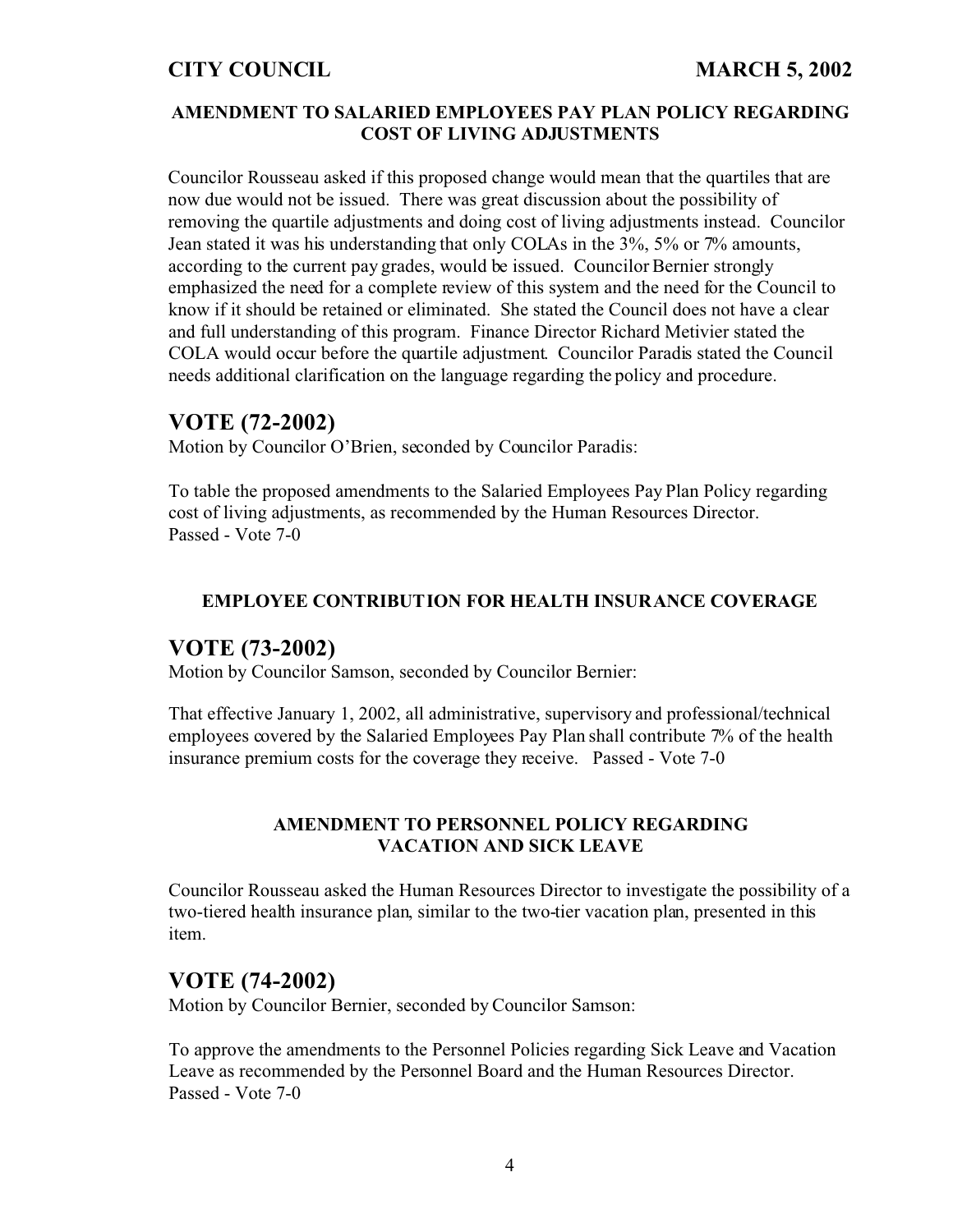### AMENDMENT TO SALARIED EMPLOYEES PAY PLAN POLICY REGARDING COST OF LIVING ADJUSTMENTS

Councilor Rousseau asked if this proposed change would mean that the quartiles that are now due would not be issued. There was great discussion about the possibility of removing the quartile adjustments and doing cost of living adjustments instead. Councilor Jean stated it was his understanding that only COLAs in the 3%, 5% or 7% amounts, according to the current pay grades, would be issued. Councilor Bernier strongly emphasized the need for a complete review of this system and the need for the Council to know if it should be retained or eliminated. She stated the Council does not have a clear and full understanding of this program. Finance Director Richard Metivier stated the COLA would occur before the quartile adjustment. Councilor Paradis stated the Council needs additional clarification on the language regarding the policy and procedure.

## VOTE (72-2002)

Motion by Councilor O'Brien, seconded by Councilor Paradis:

To table the proposed amendments to the Salaried Employees Pay Plan Policy regarding cost of living adjustments, as recommended by the Human Resources Director.
Passed - Vote 7-0

### EMPLOYEE CONTRIBUTION FOR HEALTH INSURANCE COVERAGE

## VOTE (73-2002)

Motion by Councilor Samson, seconded by Councilor Bernier:

That effective January 1, 2002, all administrative, supervisory and professional/technical employees covered by the Salaried Employees Pay Plan shall contribute 7% of the health insurance premium costs for the coverage they receive. Passed - Vote 7-0

### AMENDMENT TO PERSONNEL POLICY REGARDING VACATION AND SICK LEAVE

Councilor Rousseau asked the Human Resources Director to investigate the possibility of a two-tiered health insurance plan, similar to the two-tier vacation plan, presented in this item.

## VOTE (74-2002)

Motion by Councilor Bernier, seconded by Councilor Samson:

To approve the amendments to the Personnel Policies regarding Sick Leave and Vacation Leave as recommended by the Personnel Board and the Human Resources Director.
Passed - Vote 7-0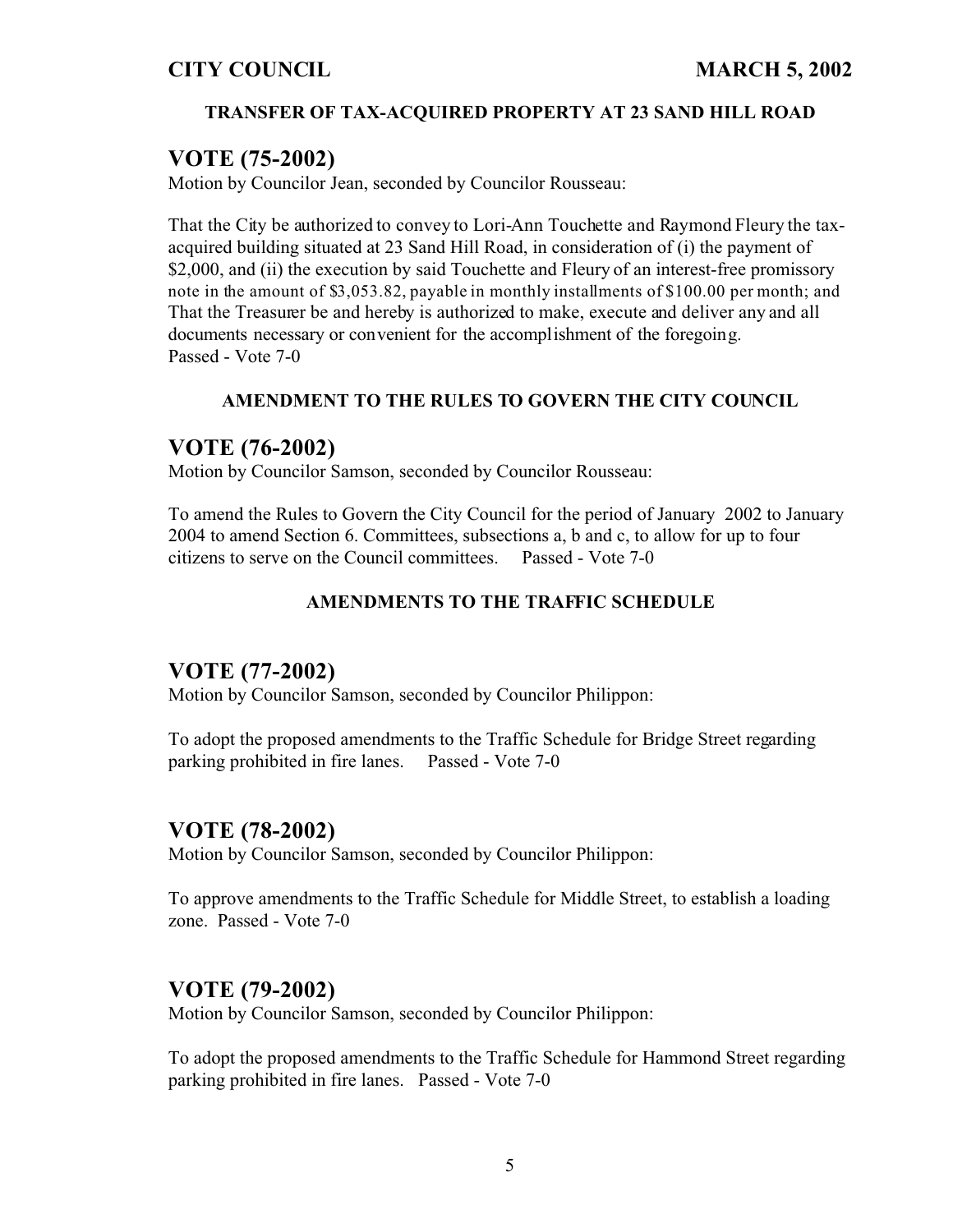#### TRANSFER OF TAX-ACQUIRED PROPERTY AT 23 SAND HILL ROAD

## VOTE (75-2002)

Motion by Councilor Jean, seconded by Councilor Rousseau:

That the City be authorized to convey to Lori-Ann Touchette and Raymond Fleury the tax-acquired building situated at 23 Sand Hill Road, in consideration of (i) the payment of $2,000, and (ii) the execution by said Touchette and Fleury of an interest-free promissory note in the amount of $3,053.82, payable in monthly installments of $100.00 per month; and That the Treasurer be and hereby is authorized to make, execute and deliver any and all documents necessary or convenient for the accomplishment of the foregoing.
Passed - Vote 7-0

#### AMENDMENT TO THE RULES TO GOVERN THE CITY COUNCIL

## VOTE (76-2002)

Motion by Councilor Samson, seconded by Councilor Rousseau:

To amend the Rules to Govern the City Council for the period of January 2002 to January 2004 to amend Section 6. Committees, subsections a, b and c, to allow for up to four citizens to serve on the Council committees. Passed - Vote 7-0

#### AMENDMENTS TO THE TRAFFIC SCHEDULE

## VOTE (77-2002)

Motion by Councilor Samson, seconded by Councilor Philippon:

To adopt the proposed amendments to the Traffic Schedule for Bridge Street regarding parking prohibited in fire lanes. Passed - Vote 7-0

## VOTE (78-2002)

Motion by Councilor Samson, seconded by Councilor Philippon:

To approve amendments to the Traffic Schedule for Middle Street, to establish a loading zone. Passed - Vote 7-0

## VOTE (79-2002)

Motion by Councilor Samson, seconded by Councilor Philippon:

To adopt the proposed amendments to the Traffic Schedule for Hammond Street regarding parking prohibited in fire lanes. Passed - Vote 7-0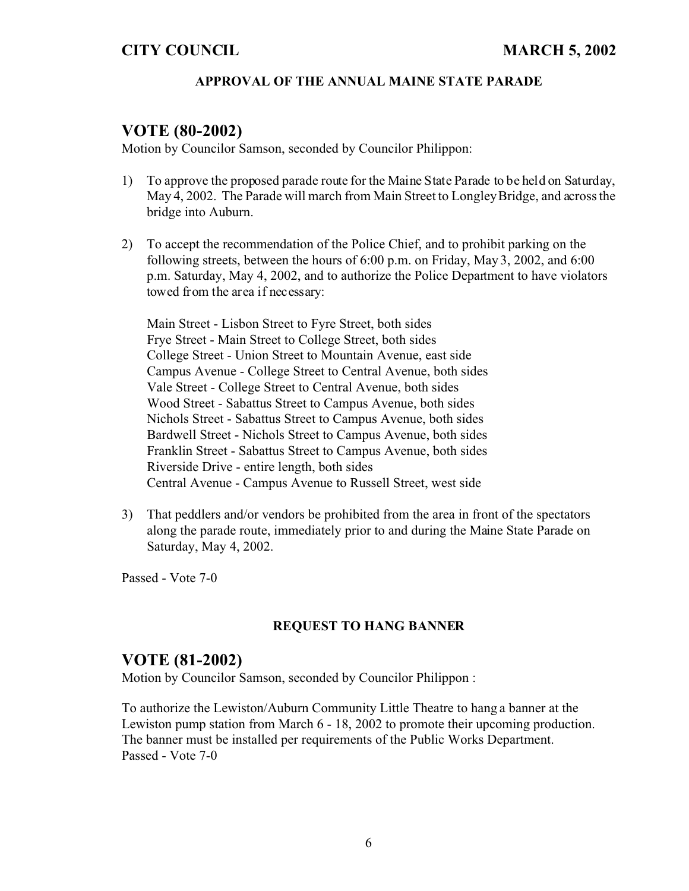**CITY COUNCIL** **MARCH 5, 2002**

**APPROVAL OF THE ANNUAL MAINE STATE PARADE**

## VOTE (80-2002)

Motion by Councilor Samson, seconded by Councilor Philippon:

1) To approve the proposed parade route for the Maine State Parade to be held on Saturday, May 4, 2002. The Parade will march from Main Street to Longley Bridge, and across the bridge into Auburn.

2) To accept the recommendation of the Police Chief, and to prohibit parking on the following streets, between the hours of 6:00 p.m. on Friday, May 3, 2002, and 6:00 p.m. Saturday, May 4, 2002, and to authorize the Police Department to have violators towed from the area if necessary:

   Main Street - Lisbon Street to Fyre Street, both sides
   Frye Street - Main Street to College Street, both sides
   College Street - Union Street to Mountain Avenue, east side
   Campus Avenue - College Street to Central Avenue, both sides
   Vale Street - College Street to Central Avenue, both sides
   Wood Street - Sabattus Street to Campus Avenue, both sides
   Nichols Street - Sabattus Street to Campus Avenue, both sides
   Bardwell Street - Nichols Street to Campus Avenue, both sides
   Franklin Street - Sabattus Street to Campus Avenue, both sides
   Riverside Drive - entire length, both sides
   Central Avenue - Campus Avenue to Russell Street, west side

3) That peddlers and/or vendors be prohibited from the area in front of the spectators along the parade route, immediately prior to and during the Maine State Parade on Saturday, May 4, 2002.

Passed - Vote 7-0

**REQUEST TO HANG BANNER**

## VOTE (81-2002)

Motion by Councilor Samson, seconded by Councilor Philippon :

To authorize the Lewiston/Auburn Community Little Theatre to hang a banner at the Lewiston pump station from March 6 - 18, 2002 to promote their upcoming production. The banner must be installed per requirements of the Public Works Department.
Passed - Vote 7-0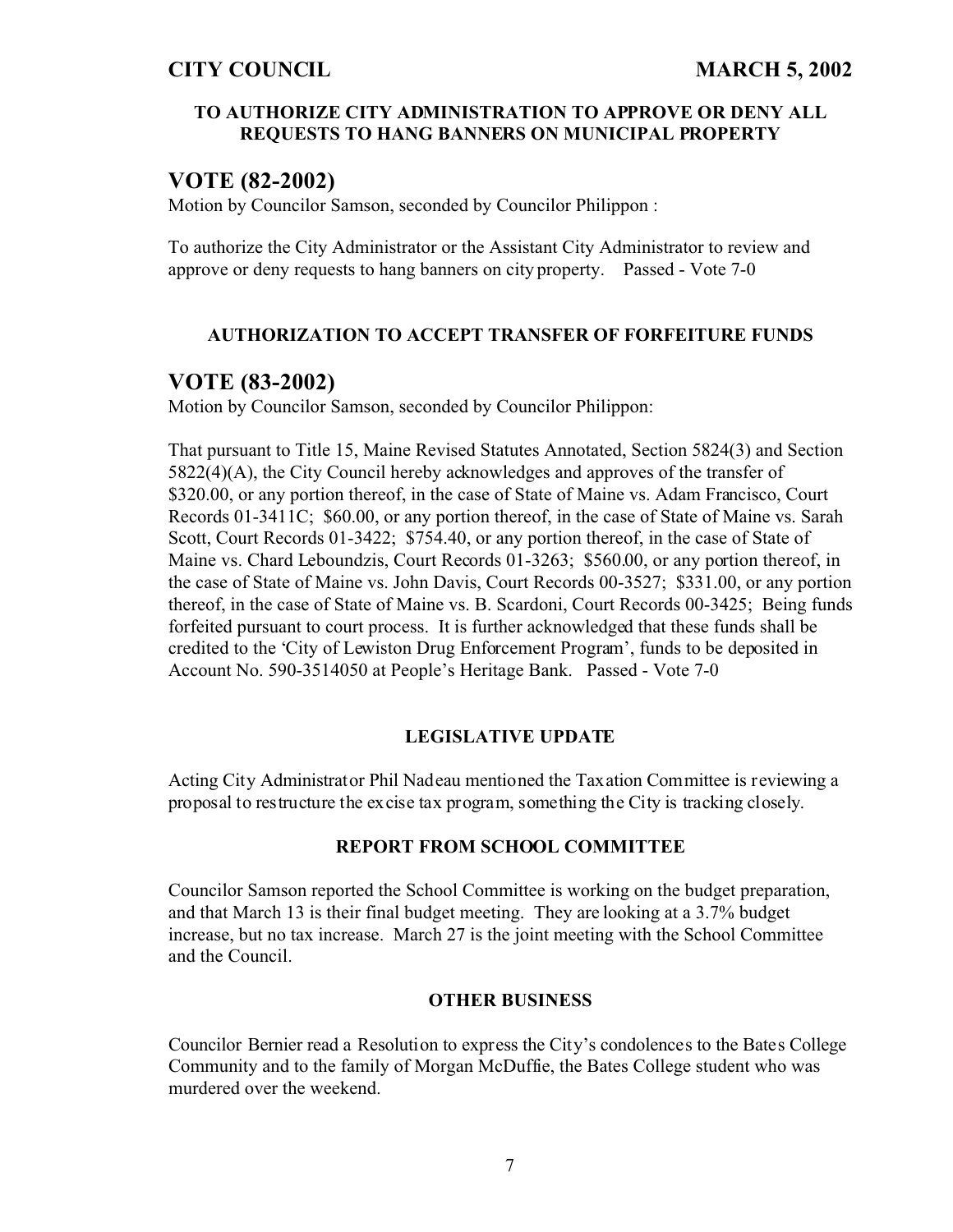**TO AUTHORIZE CITY ADMINISTRATION TO APPROVE OR DENY ALL REQUESTS TO HANG BANNERS ON MUNICIPAL PROPERTY**

## VOTE (82-2002)

Motion by Councilor Samson, seconded by Councilor Philippon :

To authorize the City Administrator or the Assistant City Administrator to review and approve or deny requests to hang banners on city property. Passed - Vote 7-0

**AUTHORIZATION TO ACCEPT TRANSFER OF FORFEITURE FUNDS**

## VOTE (83-2002)

Motion by Councilor Samson, seconded by Councilor Philippon:

That pursuant to Title 15, Maine Revised Statutes Annotated, Section 5824(3) and Section 5822(4)(A), the City Council hereby acknowledges and approves of the transfer of $320.00, or any portion thereof, in the case of State of Maine vs. Adam Francisco, Court Records 01-3411C; $60.00, or any portion thereof, in the case of State of Maine vs. Sarah Scott, Court Records 01-3422; $754.40, or any portion thereof, in the case of State of Maine vs. Chard Leboundzis, Court Records 01-3263; $560.00, or any portion thereof, in the case of State of Maine vs. John Davis, Court Records 00-3527; $331.00, or any portion thereof, in the case of State of Maine vs. B. Scardoni, Court Records 00-3425; Being funds forfeited pursuant to court process. It is further acknowledged that these funds shall be credited to the 'City of Lewiston Drug Enforcement Program', funds to be deposited in Account No. 590-3514050 at People's Heritage Bank. Passed - Vote 7-0

**LEGISLATIVE UPDATE**

Acting City Administrator Phil Nadeau mentioned the Taxation Committee is reviewing a proposal to restructure the excise tax program, something the City is tracking closely.

**REPORT FROM SCHOOL COMMITTEE**

Councilor Samson reported the School Committee is working on the budget preparation, and that March 13 is their final budget meeting. They are looking at a 3.7% budget increase, but no tax increase. March 27 is the joint meeting with the School Committee and the Council.

**OTHER BUSINESS**

Councilor Bernier read a Resolution to express the City's condolences to the Bates College Community and to the family of Morgan McDuffie, the Bates College student who was murdered over the weekend.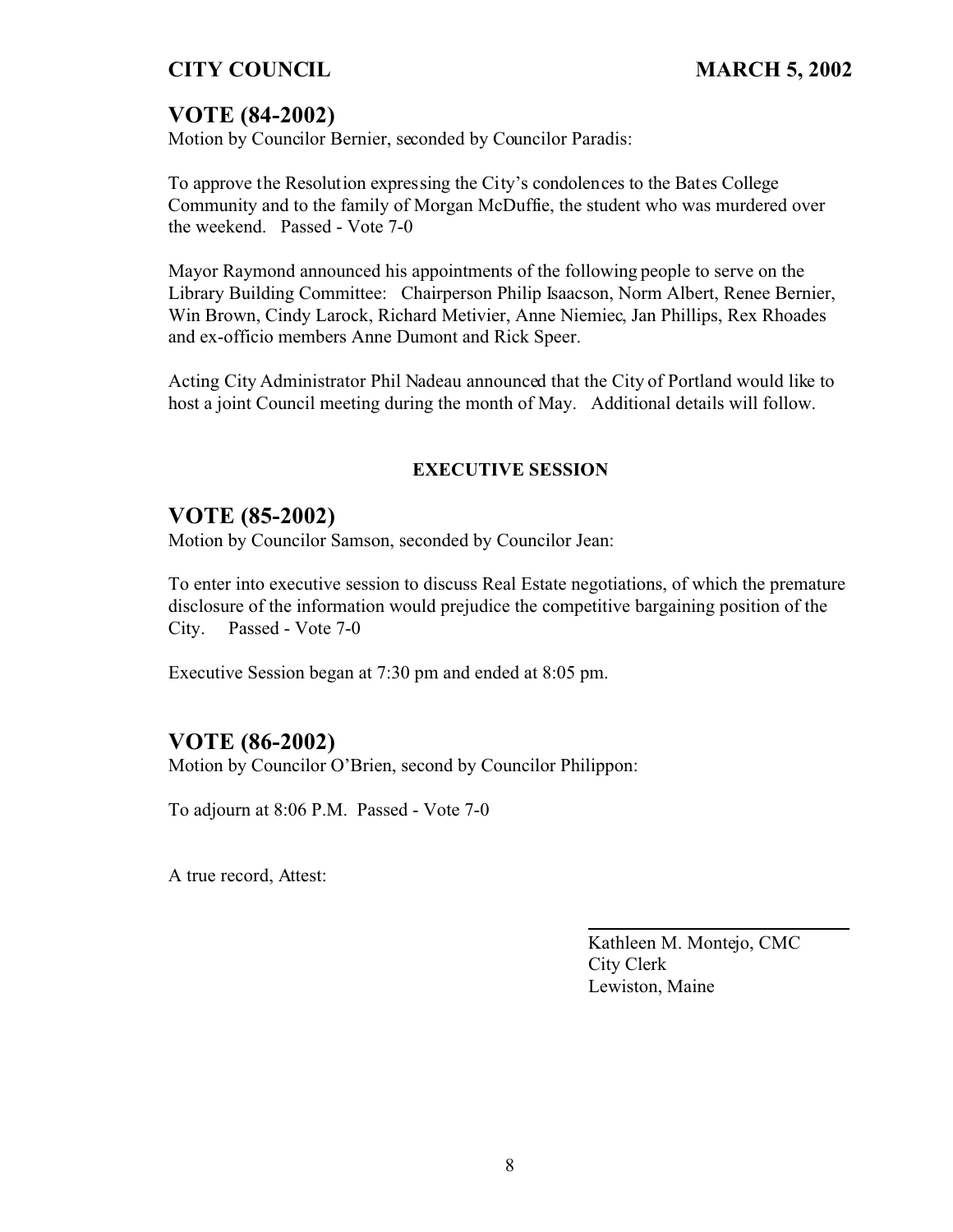## VOTE (84-2002)

Motion by Councilor Bernier, seconded by Councilor Paradis:

To approve the Resolution expressing the City's condolences to the Bates College Community and to the family of Morgan McDuffie, the student who was murdered over the weekend. Passed - Vote 7-0

Mayor Raymond announced his appointments of the following people to serve on the Library Building Committee: Chairperson Philip Isaacson, Norm Albert, Renee Bernier, Win Brown, Cindy Larock, Richard Metivier, Anne Niemiec, Jan Phillips, Rex Rhoades and ex-officio members Anne Dumont and Rick Speer.

Acting City Administrator Phil Nadeau announced that the City of Portland would like to host a joint Council meeting during the month of May. Additional details will follow.

**EXECUTIVE SESSION**

## VOTE (85-2002)

Motion by Councilor Samson, seconded by Councilor Jean:

To enter into executive session to discuss Real Estate negotiations, of which the premature disclosure of the information would prejudice the competitive bargaining position of the City. Passed - Vote 7-0

Executive Session began at 7:30 pm and ended at 8:05 pm.

## VOTE (86-2002)

Motion by Councilor O'Brien, second by Councilor Philippon:

To adjourn at 8:06 P.M. Passed - Vote 7-0

A true record, Attest:

Kathleen M. Montejo, CMC
City Clerk
Lewiston, Maine